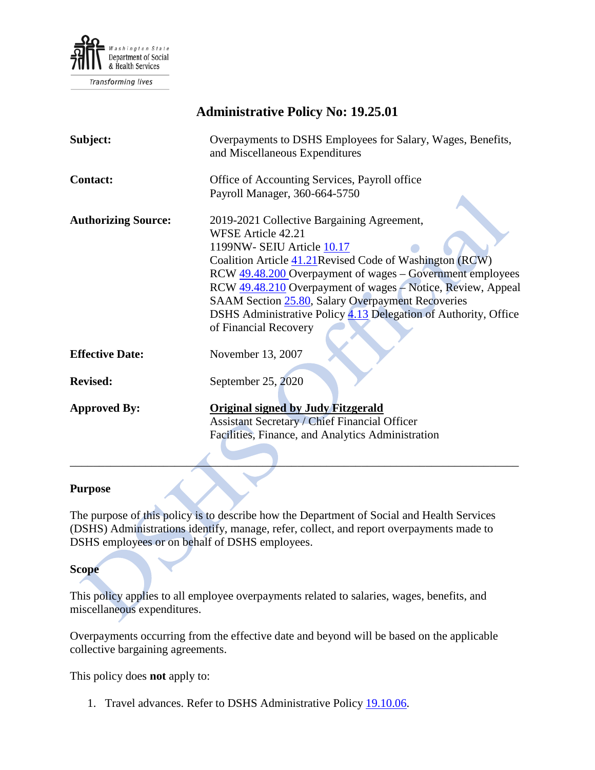# Administrative Policy No: 19.25.01

**Subject:** Overpayments to DSHS Employees for Salary, Wages, Benefits, and Miscellaneous Expenditures

**Contact:** Office of Accounting Services, Payroll office
Payroll Manager, 360-664-5750

**Authorizing Source:** 2019-2021 Collective Bargaining Agreement,
WFSE Article 42.21
1199NW- SEIU Article 10.17
Coalition Article 41.21Revised Code of Washington (RCW)
RCW 49.48.200 Overpayment of wages – Government employees
RCW 49.48.210 Overpayment of wages – Notice, Review, Appeal
SAAM Section 25.80, Salary Overpayment Recoveries
DSHS Administrative Policy 4.13 Delegation of Authority, Office of Financial Recovery

**Effective Date:** November 13, 2007

**Revised:** September 25, 2020

**Approved By:** **Original signed by Judy Fitzgerald**
Assistant Secretary / Chief Financial Officer
Facilities, Finance, and Analytics Administration

---

## Purpose

The purpose of this policy is to describe how the Department of Social and Health Services (DSHS) Administrations identify, manage, refer, collect, and report overpayments made to DSHS employees or on behalf of DSHS employees.

## Scope

This policy applies to all employee overpayments related to salaries, wages, benefits, and miscellaneous expenditures.

Overpayments occurring from the effective date and beyond will be based on the applicable collective bargaining agreements.

This policy does **not** apply to:

1. Travel advances. Refer to DSHS Administrative Policy 19.10.06.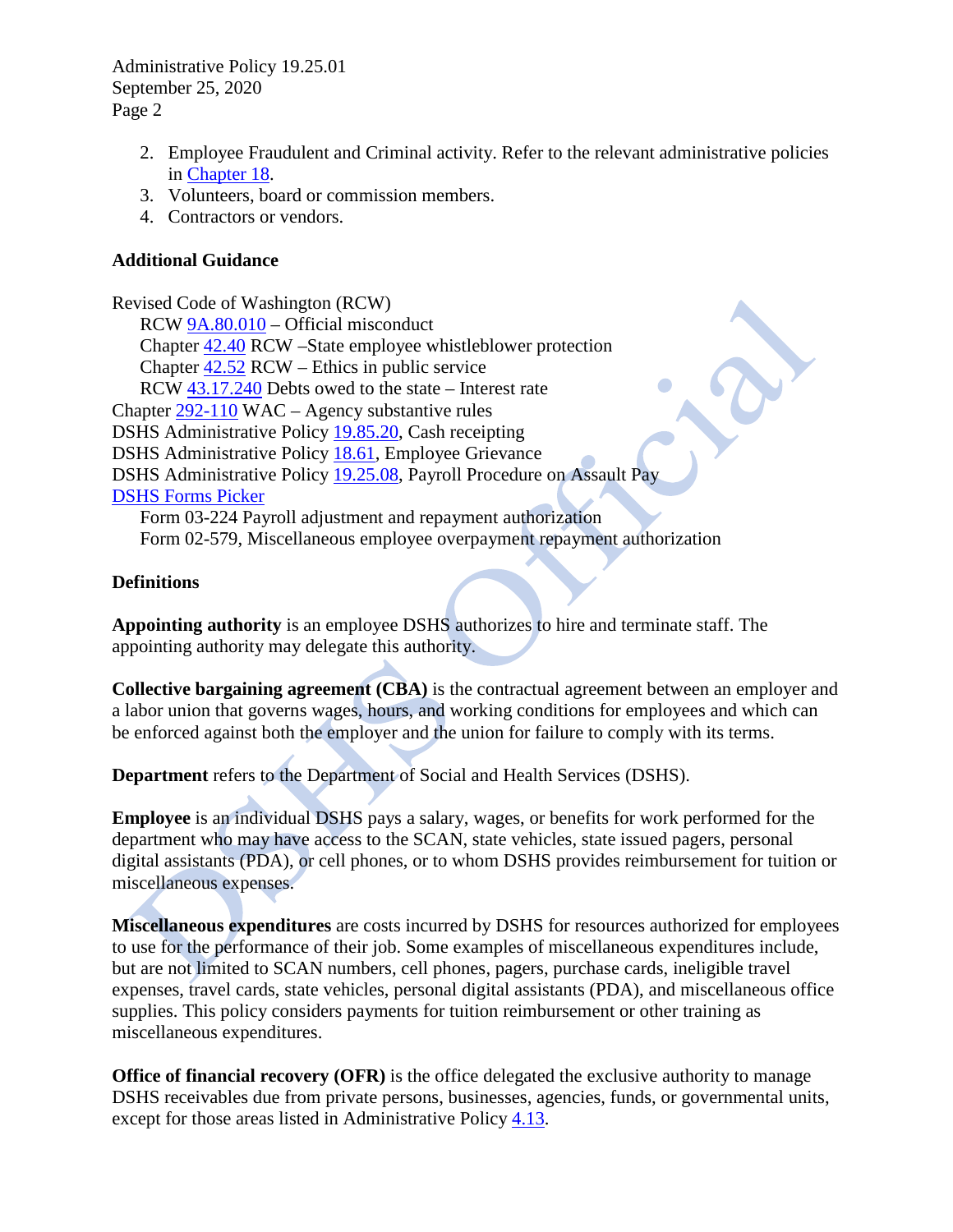2. Employee Fraudulent and Criminal activity. Refer to the relevant administrative policies in Chapter 18.
3. Volunteers, board or commission members.
4. Contractors or vendors.

**Additional Guidance**

Revised Code of Washington (RCW)

- RCW 9A.80.010 – Official misconduct
- Chapter 42.40 RCW –State employee whistleblower protection
- Chapter 42.52 RCW – Ethics in public service
- RCW 43.17.240 Debts owed to the state – Interest rate

Chapter 292-110 WAC – Agency substantive rules

DSHS Administrative Policy 19.85.20, Cash receipting

DSHS Administrative Policy 18.61, Employee Grievance

DSHS Administrative Policy 19.25.08, Payroll Procedure on Assault Pay

DSHS Forms Picker

- Form 03-224 Payroll adjustment and repayment authorization
- Form 02-579, Miscellaneous employee overpayment repayment authorization

**Definitions**

**Appointing authority** is an employee DSHS authorizes to hire and terminate staff. The appointing authority may delegate this authority.

**Collective bargaining agreement (CBA)** is the contractual agreement between an employer and a labor union that governs wages, hours, and working conditions for employees and which can be enforced against both the employer and the union for failure to comply with its terms.

**Department** refers to the Department of Social and Health Services (DSHS).

**Employee** is an individual DSHS pays a salary, wages, or benefits for work performed for the department who may have access to the SCAN, state vehicles, state issued pagers, personal digital assistants (PDA), or cell phones, or to whom DSHS provides reimbursement for tuition or miscellaneous expenses.

**Miscellaneous expenditures** are costs incurred by DSHS for resources authorized for employees to use for the performance of their job. Some examples of miscellaneous expenditures include, but are not limited to SCAN numbers, cell phones, pagers, purchase cards, ineligible travel expenses, travel cards, state vehicles, personal digital assistants (PDA), and miscellaneous office supplies. This policy considers payments for tuition reimbursement or other training as miscellaneous expenditures.

**Office of financial recovery (OFR)** is the office delegated the exclusive authority to manage DSHS receivables due from private persons, businesses, agencies, funds, or governmental units, except for those areas listed in Administrative Policy 4.13.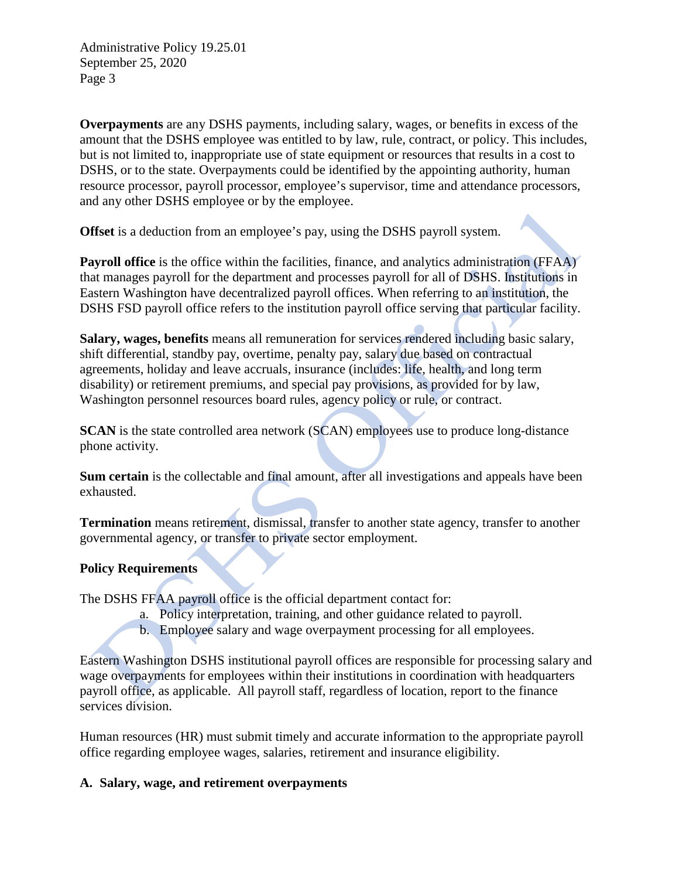**Overpayments** are any DSHS payments, including salary, wages, or benefits in excess of the amount that the DSHS employee was entitled to by law, rule, contract, or policy. This includes, but is not limited to, inappropriate use of state equipment or resources that results in a cost to DSHS, or to the state. Overpayments could be identified by the appointing authority, human resource processor, payroll processor, employee's supervisor, time and attendance processors, and any other DSHS employee or by the employee.

**Offset** is a deduction from an employee's pay, using the DSHS payroll system.

**Payroll office** is the office within the facilities, finance, and analytics administration (FFAA) that manages payroll for the department and processes payroll for all of DSHS. Institutions in Eastern Washington have decentralized payroll offices. When referring to an institution, the DSHS FSD payroll office refers to the institution payroll office serving that particular facility.

**Salary, wages, benefits** means all remuneration for services rendered including basic salary, shift differential, standby pay, overtime, penalty pay, salary due based on contractual agreements, holiday and leave accruals, insurance (includes: life, health, and long term disability) or retirement premiums, and special pay provisions, as provided for by law, Washington personnel resources board rules, agency policy or rule, or contract.

**SCAN** is the state controlled area network (SCAN) employees use to produce long-distance phone activity.

**Sum certain** is the collectable and final amount, after all investigations and appeals have been exhausted.

**Termination** means retirement, dismissal, transfer to another state agency, transfer to another governmental agency, or transfer to private sector employment.

## Policy Requirements

The DSHS FFAA payroll office is the official department contact for:

a. Policy interpretation, training, and other guidance related to payroll.
b. Employee salary and wage overpayment processing for all employees.

Eastern Washington DSHS institutional payroll offices are responsible for processing salary and wage overpayments for employees within their institutions in coordination with headquarters payroll office, as applicable. All payroll staff, regardless of location, report to the finance services division.

Human resources (HR) must submit timely and accurate information to the appropriate payroll office regarding employee wages, salaries, retirement and insurance eligibility.

### A. Salary, wage, and retirement overpayments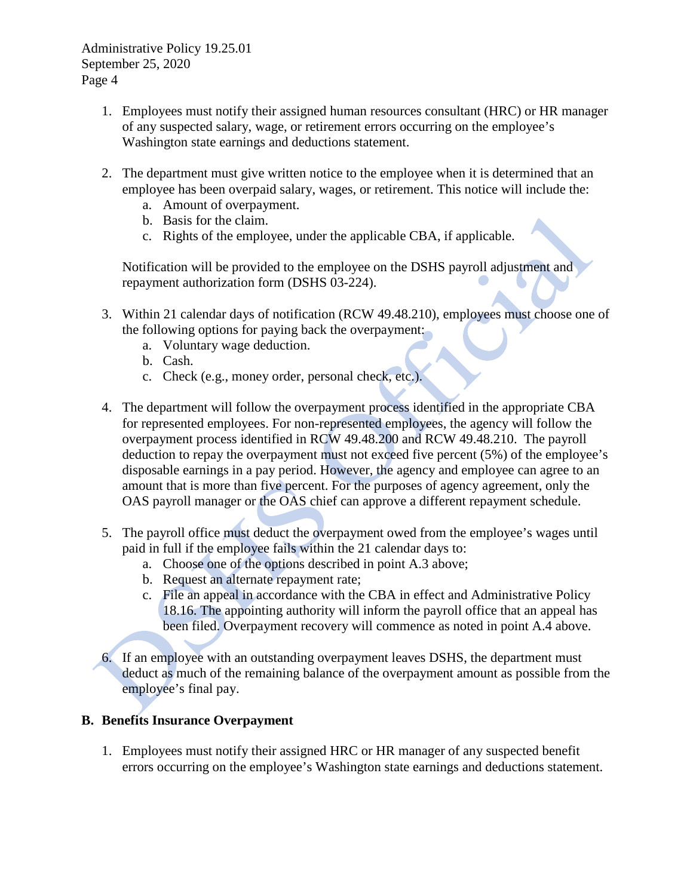1. Employees must notify their assigned human resources consultant (HRC) or HR manager of any suspected salary, wage, or retirement errors occurring on the employee's Washington state earnings and deductions statement.

2. The department must give written notice to the employee when it is determined that an employee has been overpaid salary, wages, or retirement. This notice will include the:
   a. Amount of overpayment.
   b. Basis for the claim.
   c. Rights of the employee, under the applicable CBA, if applicable.

   Notification will be provided to the employee on the DSHS payroll adjustment and repayment authorization form (DSHS 03-224).

3. Within 21 calendar days of notification (RCW 49.48.210), employees must choose one of the following options for paying back the overpayment:
   a. Voluntary wage deduction.
   b. Cash.
   c. Check (e.g., money order, personal check, etc.).

4. The department will follow the overpayment process identified in the appropriate CBA for represented employees. For non-represented employees, the agency will follow the overpayment process identified in RCW 49.48.200 and RCW 49.48.210. The payroll deduction to repay the overpayment must not exceed five percent (5%) of the employee's disposable earnings in a pay period. However, the agency and employee can agree to an amount that is more than five percent. For the purposes of agency agreement, only the OAS payroll manager or the OAS chief can approve a different repayment schedule.

5. The payroll office must deduct the overpayment owed from the employee's wages until paid in full if the employee fails within the 21 calendar days to:
   a. Choose one of the options described in point A.3 above;
   b. Request an alternate repayment rate;
   c. File an appeal in accordance with the CBA in effect and Administrative Policy 18.16. The appointing authority will inform the payroll office that an appeal has been filed. Overpayment recovery will commence as noted in point A.4 above.

6. If an employee with an outstanding overpayment leaves DSHS, the department must deduct as much of the remaining balance of the overpayment amount as possible from the employee's final pay.

**B. Benefits Insurance Overpayment**

1. Employees must notify their assigned HRC or HR manager of any suspected benefit errors occurring on the employee's Washington state earnings and deductions statement.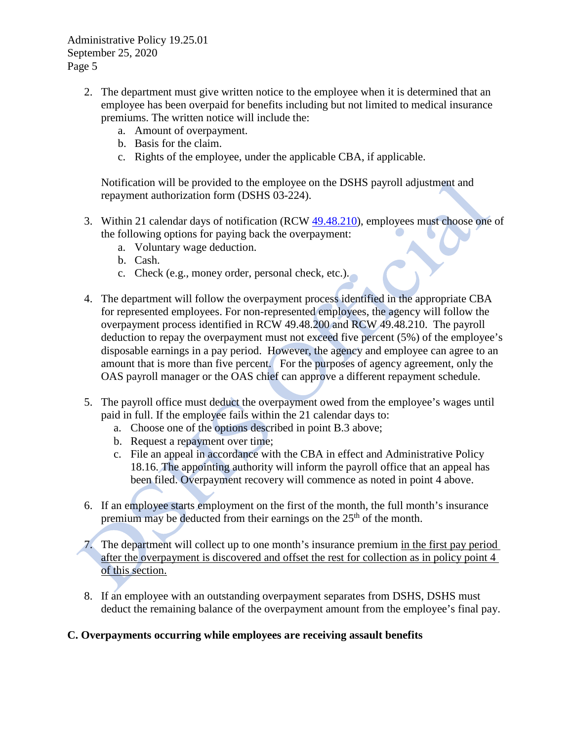2. The department must give written notice to the employee when it is determined that an employee has been overpaid for benefits including but not limited to medical insurance premiums. The written notice will include the:
   a. Amount of overpayment.
   b. Basis for the claim.
   c. Rights of the employee, under the applicable CBA, if applicable.

   Notification will be provided to the employee on the DSHS payroll adjustment and repayment authorization form (DSHS 03-224).

3. Within 21 calendar days of notification (RCW [49.48.210](49.48.210)), employees must choose one of the following options for paying back the overpayment:
   a. Voluntary wage deduction.
   b. Cash.
   c. Check (e.g., money order, personal check, etc.).

4. The department will follow the overpayment process identified in the appropriate CBA for represented employees. For non-represented employees, the agency will follow the overpayment process identified in RCW 49.48.200 and RCW 49.48.210. The payroll deduction to repay the overpayment must not exceed five percent (5%) of the employee's disposable earnings in a pay period. However, the agency and employee can agree to an amount that is more than five percent. For the purposes of agency agreement, only the OAS payroll manager or the OAS chief can approve a different repayment schedule.

5. The payroll office must deduct the overpayment owed from the employee's wages until paid in full. If the employee fails within the 21 calendar days to:
   a. Choose one of the options described in point B.3 above;
   b. Request a repayment over time;
   c. File an appeal in accordance with the CBA in effect and Administrative Policy 18.16. The appointing authority will inform the payroll office that an appeal has been filed. Overpayment recovery will commence as noted in point 4 above.

6. If an employee starts employment on the first of the month, the full month's insurance premium may be deducted from their earnings on the 25th of the month.

7. The department will collect up to one month's insurance premium <u>in the first pay period after the overpayment is discovered and offset the rest for collection as in policy point 4 of this section.</u>

8. If an employee with an outstanding overpayment separates from DSHS, DSHS must deduct the remaining balance of the overpayment amount from the employee's final pay.

**C. Overpayments occurring while employees are receiving assault benefits**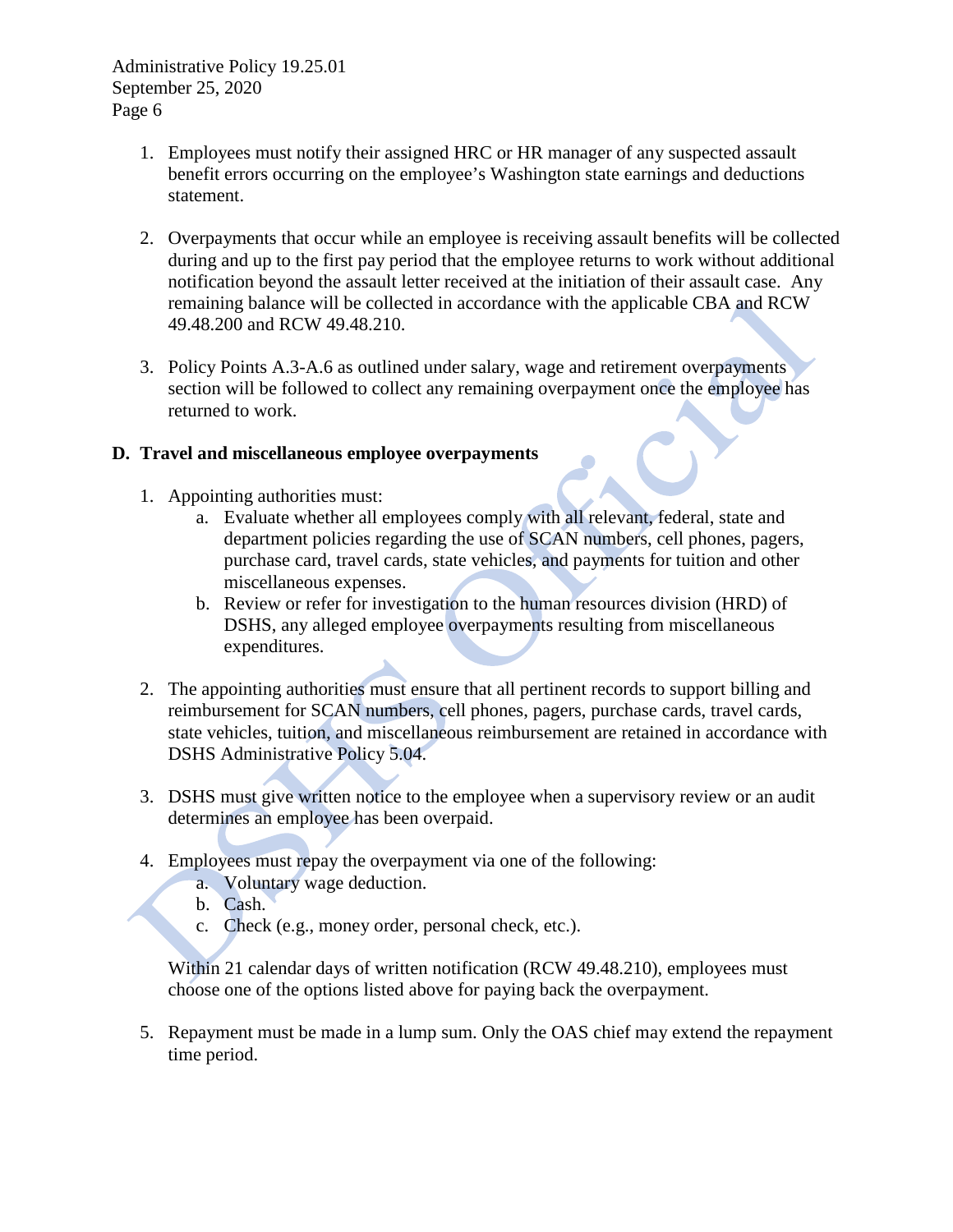1. Employees must notify their assigned HRC or HR manager of any suspected assault benefit errors occurring on the employee's Washington state earnings and deductions statement.

2. Overpayments that occur while an employee is receiving assault benefits will be collected during and up to the first pay period that the employee returns to work without additional notification beyond the assault letter received at the initiation of their assault case. Any remaining balance will be collected in accordance with the applicable CBA and RCW 49.48.200 and RCW 49.48.210.

3. Policy Points A.3-A.6 as outlined under salary, wage and retirement overpayments section will be followed to collect any remaining overpayment once the employee has returned to work.

**D. Travel and miscellaneous employee overpayments**

1. Appointing authorities must:
   a. Evaluate whether all employees comply with all relevant, federal, state and department policies regarding the use of SCAN numbers, cell phones, pagers, purchase card, travel cards, state vehicles, and payments for tuition and other miscellaneous expenses.
   b. Review or refer for investigation to the human resources division (HRD) of DSHS, any alleged employee overpayments resulting from miscellaneous expenditures.

2. The appointing authorities must ensure that all pertinent records to support billing and reimbursement for SCAN numbers, cell phones, pagers, purchase cards, travel cards, state vehicles, tuition, and miscellaneous reimbursement are retained in accordance with DSHS Administrative Policy 5.04.

3. DSHS must give written notice to the employee when a supervisory review or an audit determines an employee has been overpaid.

4. Employees must repay the overpayment via one of the following:
   a. Voluntary wage deduction.
   b. Cash.
   c. Check (e.g., money order, personal check, etc.).

   Within 21 calendar days of written notification (RCW 49.48.210), employees must choose one of the options listed above for paying back the overpayment.

5. Repayment must be made in a lump sum. Only the OAS chief may extend the repayment time period.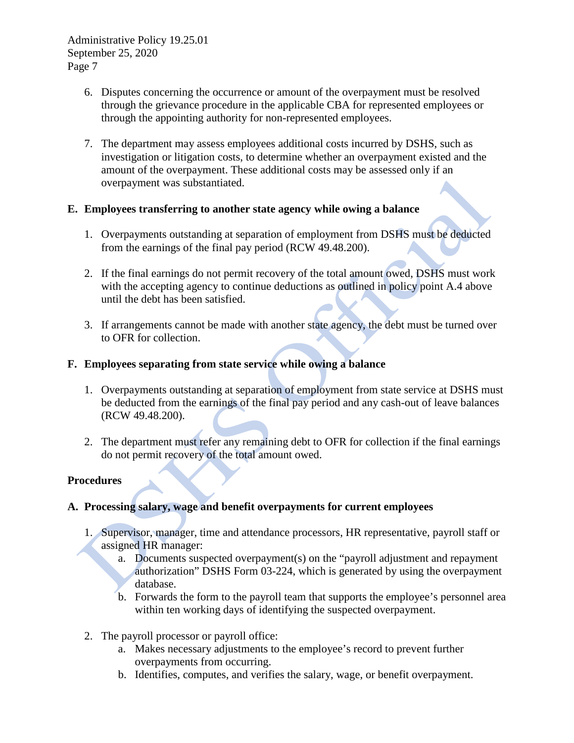6. Disputes concerning the occurrence or amount of the overpayment must be resolved through the grievance procedure in the applicable CBA for represented employees or through the appointing authority for non-represented employees.

7. The department may assess employees additional costs incurred by DSHS, such as investigation or litigation costs, to determine whether an overpayment existed and the amount of the overpayment. These additional costs may be assessed only if an overpayment was substantiated.

**E. Employees transferring to another state agency while owing a balance**

1. Overpayments outstanding at separation of employment from DSHS must be deducted from the earnings of the final pay period (RCW 49.48.200).

2. If the final earnings do not permit recovery of the total amount owed, DSHS must work with the accepting agency to continue deductions as outlined in policy point A.4 above until the debt has been satisfied.

3. If arrangements cannot be made with another state agency, the debt must be turned over to OFR for collection.

**F. Employees separating from state service while owing a balance**

1. Overpayments outstanding at separation of employment from state service at DSHS must be deducted from the earnings of the final pay period and any cash-out of leave balances (RCW 49.48.200).

2. The department must refer any remaining debt to OFR for collection if the final earnings do not permit recovery of the total amount owed.

## Procedures

**A. Processing salary, wage and benefit overpayments for current employees**

1. Supervisor, manager, time and attendance processors, HR representative, payroll staff or assigned HR manager:
   a. Documents suspected overpayment(s) on the "payroll adjustment and repayment authorization" DSHS Form 03-224, which is generated by using the overpayment database.
   b. Forwards the form to the payroll team that supports the employee's personnel area within ten working days of identifying the suspected overpayment.

2. The payroll processor or payroll office:
   a. Makes necessary adjustments to the employee's record to prevent further overpayments from occurring.
   b. Identifies, computes, and verifies the salary, wage, or benefit overpayment.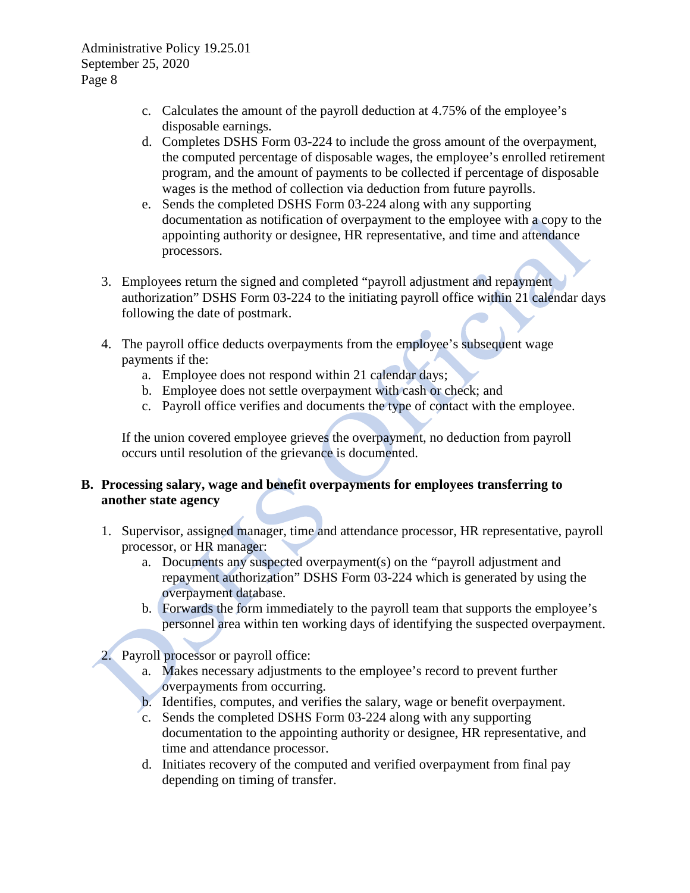c. Calculates the amount of the payroll deduction at 4.75% of the employee's disposable earnings.
d. Completes DSHS Form 03-224 to include the gross amount of the overpayment, the computed percentage of disposable wages, the employee's enrolled retirement program, and the amount of payments to be collected if percentage of disposable wages is the method of collection via deduction from future payrolls.
e. Sends the completed DSHS Form 03-224 along with any supporting documentation as notification of overpayment to the employee with a copy to the appointing authority or designee, HR representative, and time and attendance processors.

3. Employees return the signed and completed "payroll adjustment and repayment authorization" DSHS Form 03-224 to the initiating payroll office within 21 calendar days following the date of postmark.

4. The payroll office deducts overpayments from the employee's subsequent wage payments if the:
   a. Employee does not respond within 21 calendar days;
   b. Employee does not settle overpayment with cash or check; and
   c. Payroll office verifies and documents the type of contact with the employee.

   If the union covered employee grieves the overpayment, no deduction from payroll occurs until resolution of the grievance is documented.

**B. Processing salary, wage and benefit overpayments for employees transferring to another state agency**

1. Supervisor, assigned manager, time and attendance processor, HR representative, payroll processor, or HR manager:
   a. Documents any suspected overpayment(s) on the "payroll adjustment and repayment authorization" DSHS Form 03-224 which is generated by using the overpayment database.
   b. Forwards the form immediately to the payroll team that supports the employee's personnel area within ten working days of identifying the suspected overpayment.

2. Payroll processor or payroll office:
   a. Makes necessary adjustments to the employee's record to prevent further overpayments from occurring.
   b. Identifies, computes, and verifies the salary, wage or benefit overpayment.
   c. Sends the completed DSHS Form 03-224 along with any supporting documentation to the appointing authority or designee, HR representative, and time and attendance processor.
   d. Initiates recovery of the computed and verified overpayment from final pay depending on timing of transfer.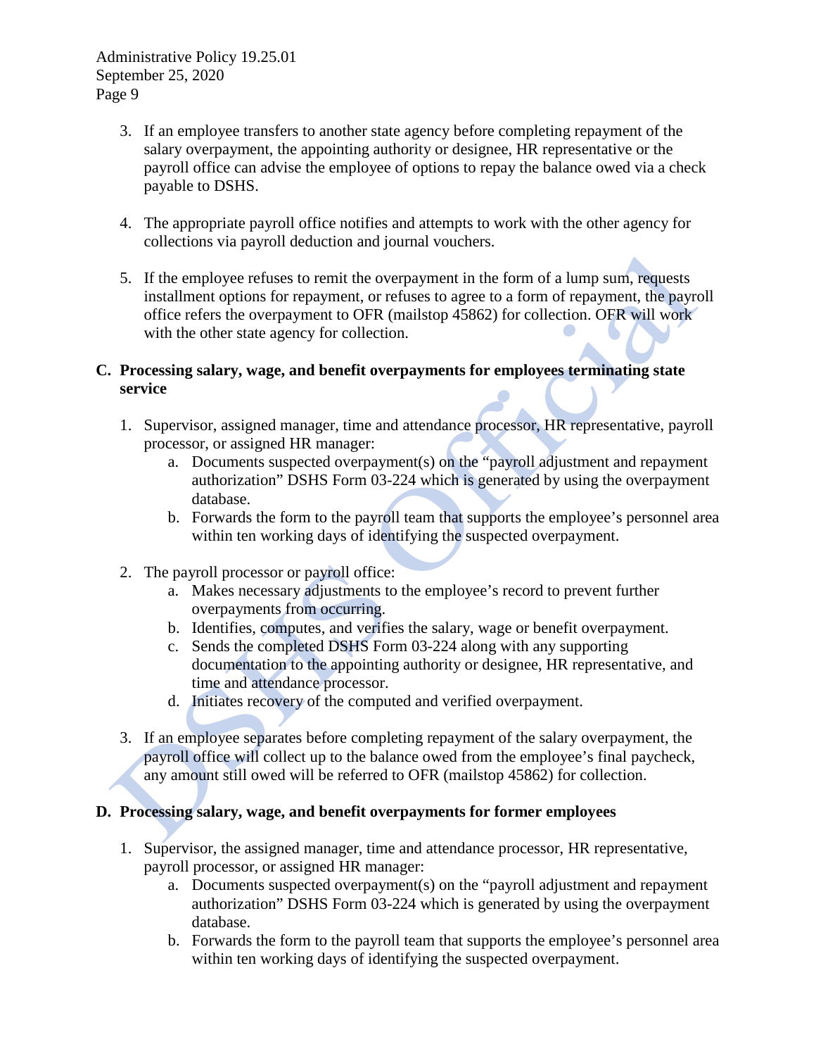3. If an employee transfers to another state agency before completing repayment of the salary overpayment, the appointing authority or designee, HR representative or the payroll office can advise the employee of options to repay the balance owed via a check payable to DSHS.

4. The appropriate payroll office notifies and attempts to work with the other agency for collections via payroll deduction and journal vouchers.

5. If the employee refuses to remit the overpayment in the form of a lump sum, requests installment options for repayment, or refuses to agree to a form of repayment, the payroll office refers the overpayment to OFR (mailstop 45862) for collection. OFR will work with the other state agency for collection.

**C. Processing salary, wage, and benefit overpayments for employees terminating state service**

1. Supervisor, assigned manager, time and attendance processor, HR representative, payroll processor, or assigned HR manager:
   a. Documents suspected overpayment(s) on the "payroll adjustment and repayment authorization" DSHS Form 03-224 which is generated by using the overpayment database.
   b. Forwards the form to the payroll team that supports the employee's personnel area within ten working days of identifying the suspected overpayment.

2. The payroll processor or payroll office:
   a. Makes necessary adjustments to the employee's record to prevent further overpayments from occurring.
   b. Identifies, computes, and verifies the salary, wage or benefit overpayment.
   c. Sends the completed DSHS Form 03-224 along with any supporting documentation to the appointing authority or designee, HR representative, and time and attendance processor.
   d. Initiates recovery of the computed and verified overpayment.

3. If an employee separates before completing repayment of the salary overpayment, the payroll office will collect up to the balance owed from the employee's final paycheck, any amount still owed will be referred to OFR (mailstop 45862) for collection.

**D. Processing salary, wage, and benefit overpayments for former employees**

1. Supervisor, the assigned manager, time and attendance processor, HR representative, payroll processor, or assigned HR manager:
   a. Documents suspected overpayment(s) on the "payroll adjustment and repayment authorization" DSHS Form 03-224 which is generated by using the overpayment database.
   b. Forwards the form to the payroll team that supports the employee's personnel area within ten working days of identifying the suspected overpayment.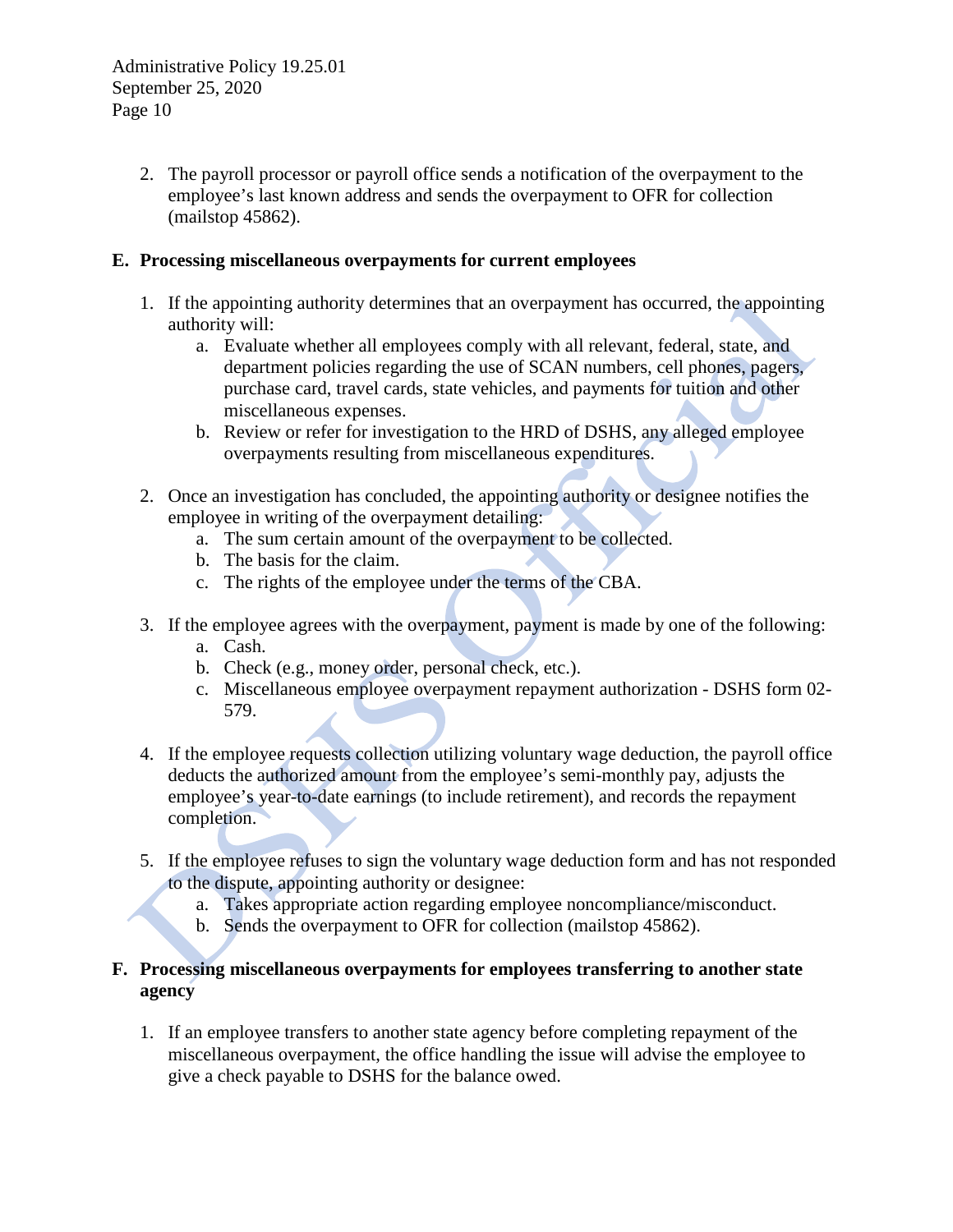2. The payroll processor or payroll office sends a notification of the overpayment to the employee's last known address and sends the overpayment to OFR for collection (mailstop 45862).

**E. Processing miscellaneous overpayments for current employees**

1. If the appointing authority determines that an overpayment has occurred, the appointing authority will:
   a. Evaluate whether all employees comply with all relevant, federal, state, and department policies regarding the use of SCAN numbers, cell phones, pagers, purchase card, travel cards, state vehicles, and payments for tuition and other miscellaneous expenses.
   b. Review or refer for investigation to the HRD of DSHS, any alleged employee overpayments resulting from miscellaneous expenditures.

2. Once an investigation has concluded, the appointing authority or designee notifies the employee in writing of the overpayment detailing:
   a. The sum certain amount of the overpayment to be collected.
   b. The basis for the claim.
   c. The rights of the employee under the terms of the CBA.

3. If the employee agrees with the overpayment, payment is made by one of the following:
   a. Cash.
   b. Check (e.g., money order, personal check, etc.).
   c. Miscellaneous employee overpayment repayment authorization - DSHS form 02-579.

4. If the employee requests collection utilizing voluntary wage deduction, the payroll office deducts the authorized amount from the employee's semi-monthly pay, adjusts the employee's year-to-date earnings (to include retirement), and records the repayment completion.

5. If the employee refuses to sign the voluntary wage deduction form and has not responded to the dispute, appointing authority or designee:
   a. Takes appropriate action regarding employee noncompliance/misconduct.
   b. Sends the overpayment to OFR for collection (mailstop 45862).

**F. Processing miscellaneous overpayments for employees transferring to another state agency**

1. If an employee transfers to another state agency before completing repayment of the miscellaneous overpayment, the office handling the issue will advise the employee to give a check payable to DSHS for the balance owed.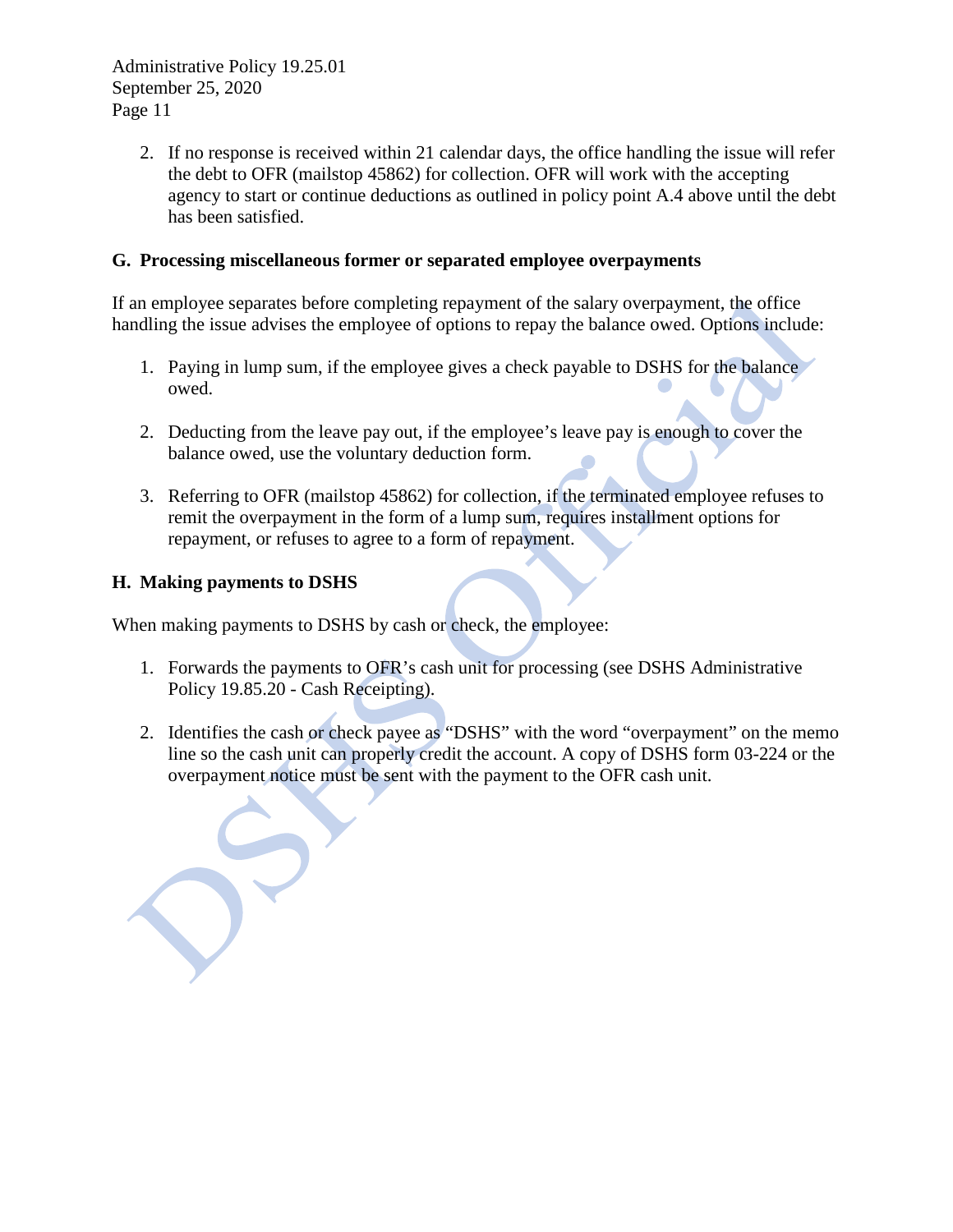2. If no response is received within 21 calendar days, the office handling the issue will refer the debt to OFR (mailstop 45862) for collection. OFR will work with the accepting agency to start or continue deductions as outlined in policy point A.4 above until the debt has been satisfied.

**G. Processing miscellaneous former or separated employee overpayments**

If an employee separates before completing repayment of the salary overpayment, the office handling the issue advises the employee of options to repay the balance owed. Options include:

1. Paying in lump sum, if the employee gives a check payable to DSHS for the balance owed.

2. Deducting from the leave pay out, if the employee's leave pay is enough to cover the balance owed, use the voluntary deduction form.

3. Referring to OFR (mailstop 45862) for collection, if the terminated employee refuses to remit the overpayment in the form of a lump sum, requires installment options for repayment, or refuses to agree to a form of repayment.

**H. Making payments to DSHS**

When making payments to DSHS by cash or check, the employee:

1. Forwards the payments to OFR's cash unit for processing (see DSHS Administrative Policy 19.85.20 - Cash Receipting).

2. Identifies the cash or check payee as "DSHS" with the word "overpayment" on the memo line so the cash unit can properly credit the account. A copy of DSHS form 03-224 or the overpayment notice must be sent with the payment to the OFR cash unit.